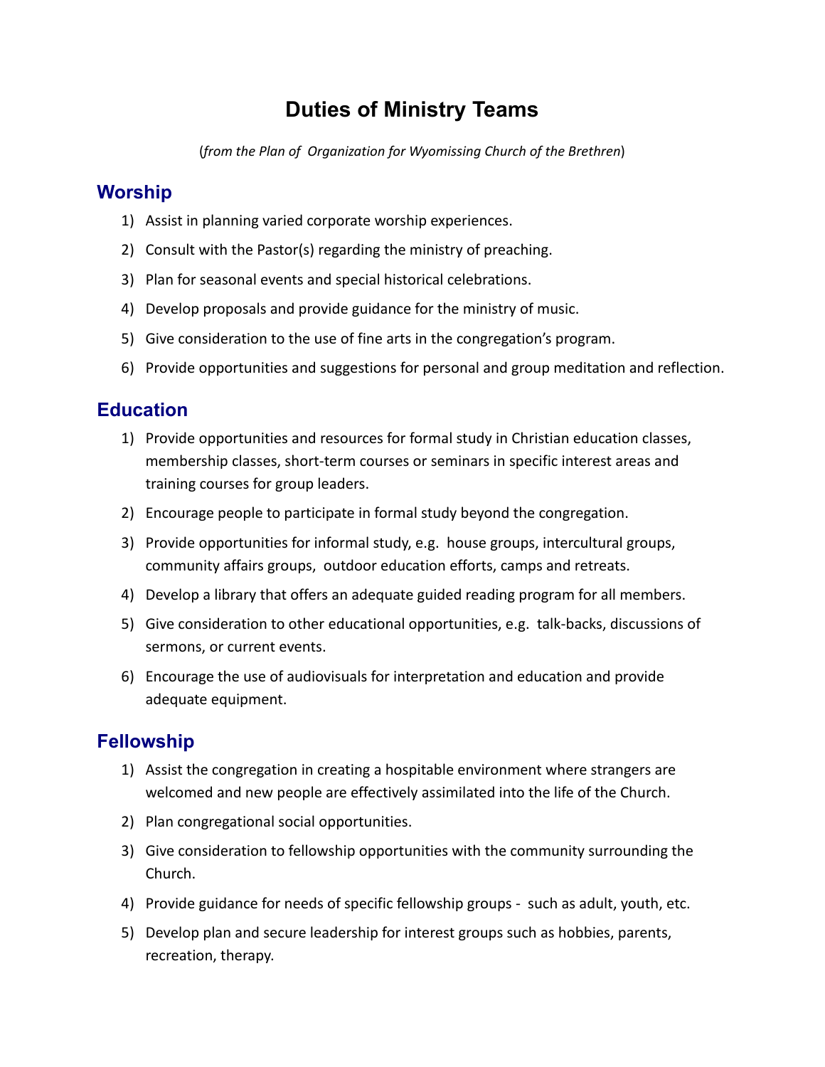# Duties of Ministry Teams

(*from the Plan of Organization for Wyomissing Church of the Brethren*)

## Worship

1) Assist in planning varied corporate worship experiences.
2) Consult with the Pastor(s) regarding the ministry of preaching.
3) Plan for seasonal events and special historical celebrations.
4) Develop proposals and provide guidance for the ministry of music.
5) Give consideration to the use of fine arts in the congregation's program.
6) Provide opportunities and suggestions for personal and group meditation and reflection.

## Education

1) Provide opportunities and resources for formal study in Christian education classes, membership classes, short-term courses or seminars in specific interest areas and training courses for group leaders.
2) Encourage people to participate in formal study beyond the congregation.
3) Provide opportunities for informal study, e.g. house groups, intercultural groups, community affairs groups, outdoor education efforts, camps and retreats.
4) Develop a library that offers an adequate guided reading program for all members.
5) Give consideration to other educational opportunities, e.g. talk-backs, discussions of sermons, or current events.
6) Encourage the use of audiovisuals for interpretation and education and provide adequate equipment.

## Fellowship

1) Assist the congregation in creating a hospitable environment where strangers are welcomed and new people are effectively assimilated into the life of the Church.
2) Plan congregational social opportunities.
3) Give consideration to fellowship opportunities with the community surrounding the Church.
4) Provide guidance for needs of specific fellowship groups - such as adult, youth, etc.
5) Develop plan and secure leadership for interest groups such as hobbies, parents, recreation, therapy.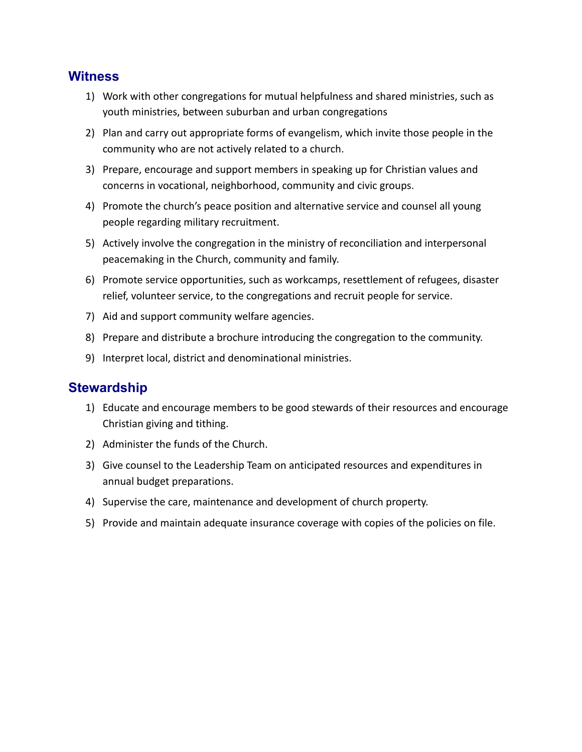## Witness

1) Work with other congregations for mutual helpfulness and shared ministries, such as youth ministries, between suburban and urban congregations
2) Plan and carry out appropriate forms of evangelism, which invite those people in the community who are not actively related to a church.
3) Prepare, encourage and support members in speaking up for Christian values and concerns in vocational, neighborhood, community and civic groups.
4) Promote the church's peace position and alternative service and counsel all young people regarding military recruitment.
5) Actively involve the congregation in the ministry of reconciliation and interpersonal peacemaking in the Church, community and family.
6) Promote service opportunities, such as workcamps, resettlement of refugees, disaster relief, volunteer service, to the congregations and recruit people for service.
7) Aid and support community welfare agencies.
8) Prepare and distribute a brochure introducing the congregation to the community.
9) Interpret local, district and denominational ministries.

## Stewardship

1) Educate and encourage members to be good stewards of their resources and encourage Christian giving and tithing.
2) Administer the funds of the Church.
3) Give counsel to the Leadership Team on anticipated resources and expenditures in annual budget preparations.
4) Supervise the care, maintenance and development of church property.
5) Provide and maintain adequate insurance coverage with copies of the policies on file.